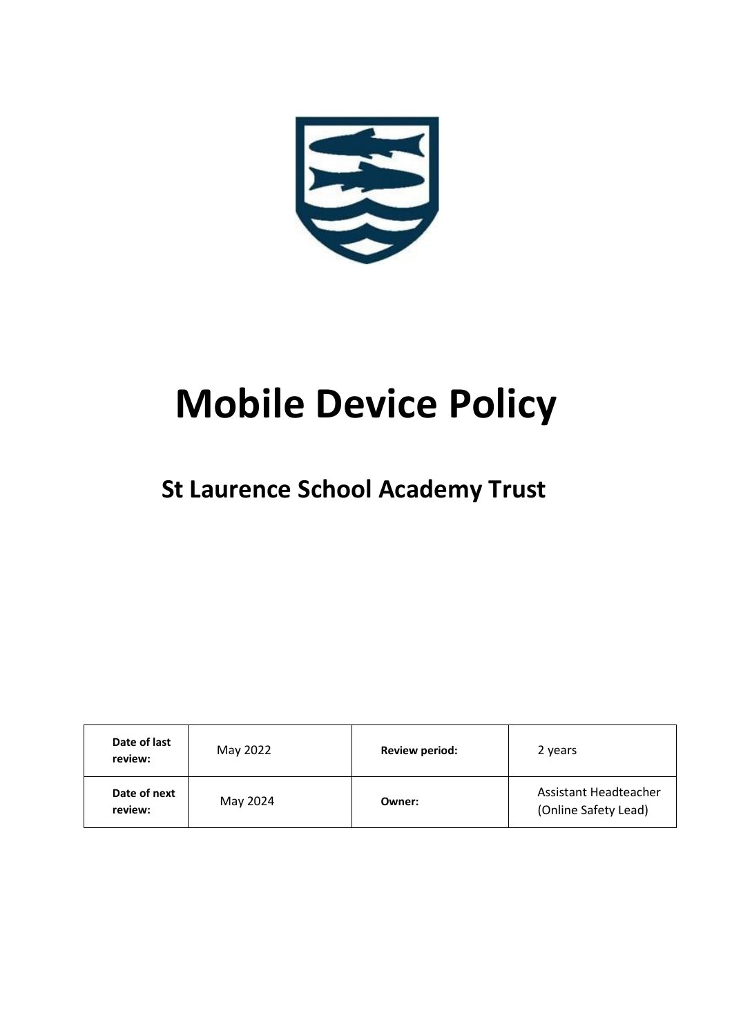# Mobile Device Policy

## St Laurence School Academy Trust

| Date of last review: | May 2022 | Review period: | 2 years |
|---|---|---|---|
| Date of next review: | May 2024 | Owner: | Assistant Headteacher (Online Safety Lead) |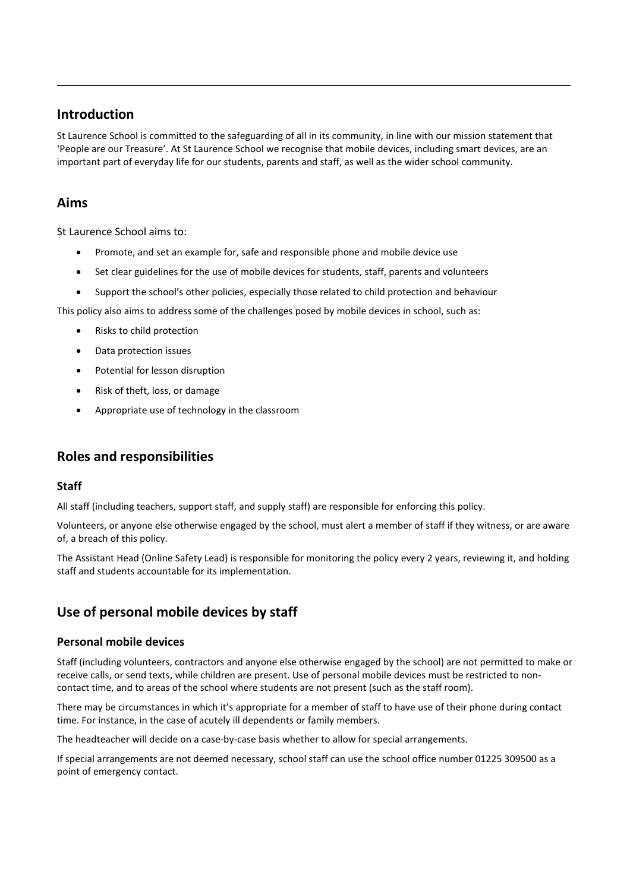## Introduction

St Laurence School is committed to the safeguarding of all in its community, in line with our mission statement that 'People are our Treasure'. At St Laurence School we recognise that mobile devices, including smart devices, are an important part of everyday life for our students, parents and staff, as well as the wider school community.

## Aims

St Laurence School aims to:

- Promote, and set an example for, safe and responsible phone and mobile device use
- Set clear guidelines for the use of mobile devices for students, staff, parents and volunteers
- Support the school's other policies, especially those related to child protection and behaviour

This policy also aims to address some of the challenges posed by mobile devices in school, such as:

- Risks to child protection
- Data protection issues
- Potential for lesson disruption
- Risk of theft, loss, or damage
- Appropriate use of technology in the classroom

## Roles and responsibilities

### Staff

All staff (including teachers, support staff, and supply staff) are responsible for enforcing this policy.

Volunteers, or anyone else otherwise engaged by the school, must alert a member of staff if they witness, or are aware of, a breach of this policy.

The Assistant Head (Online Safety Lead) is responsible for monitoring the policy every 2 years, reviewing it, and holding staff and students accountable for its implementation.

## Use of personal mobile devices by staff

### Personal mobile devices

Staff (including volunteers, contractors and anyone else otherwise engaged by the school) are not permitted to make or receive calls, or send texts, while children are present. Use of personal mobile devices must be restricted to non-contact time, and to areas of the school where students are not present (such as the staff room).

There may be circumstances in which it's appropriate for a member of staff to have use of their phone during contact time. For instance, in the case of acutely ill dependents or family members.

The headteacher will decide on a case-by-case basis whether to allow for special arrangements.

If special arrangements are not deemed necessary, school staff can use the school office number 01225 309500 as a point of emergency contact.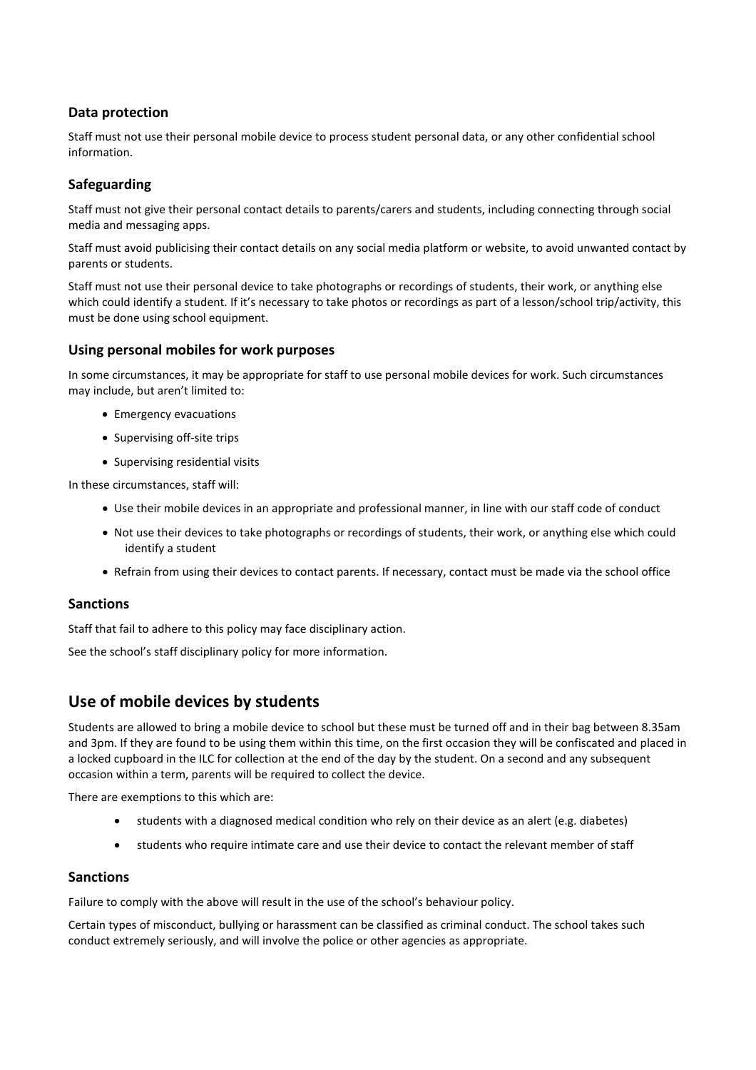### Data protection

Staff must not use their personal mobile device to process student personal data, or any other confidential school information.

### Safeguarding

Staff must not give their personal contact details to parents/carers and students, including connecting through social media and messaging apps.

Staff must avoid publicising their contact details on any social media platform or website, to avoid unwanted contact by parents or students.

Staff must not use their personal device to take photographs or recordings of students, their work, or anything else which could identify a student. If it's necessary to take photos or recordings as part of a lesson/school trip/activity, this must be done using school equipment.

### Using personal mobiles for work purposes

In some circumstances, it may be appropriate for staff to use personal mobile devices for work. Such circumstances may include, but aren't limited to:

- Emergency evacuations
- Supervising off-site trips
- Supervising residential visits

In these circumstances, staff will:

- Use their mobile devices in an appropriate and professional manner, in line with our staff code of conduct
- Not use their devices to take photographs or recordings of students, their work, or anything else which could identify a student
- Refrain from using their devices to contact parents. If necessary, contact must be made via the school office

### Sanctions

Staff that fail to adhere to this policy may face disciplinary action.

See the school's staff disciplinary policy for more information.

## Use of mobile devices by students

Students are allowed to bring a mobile device to school but these must be turned off and in their bag between 8.35am and 3pm. If they are found to be using them within this time, on the first occasion they will be confiscated and placed in a locked cupboard in the ILC for collection at the end of the day by the student. On a second and any subsequent occasion within a term, parents will be required to collect the device.

There are exemptions to this which are:

- students with a diagnosed medical condition who rely on their device as an alert (e.g. diabetes)
- students who require intimate care and use their device to contact the relevant member of staff

### Sanctions

Failure to comply with the above will result in the use of the school's behaviour policy.

Certain types of misconduct, bullying or harassment can be classified as criminal conduct. The school takes such conduct extremely seriously, and will involve the police or other agencies as appropriate.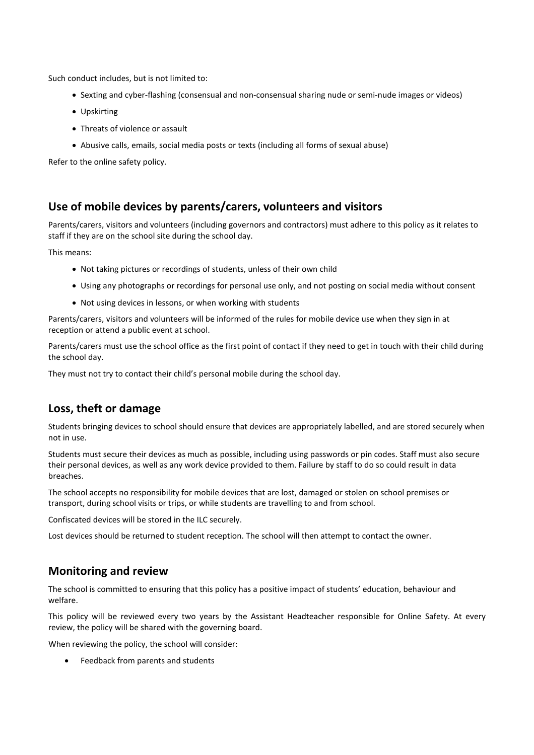Such conduct includes, but is not limited to:

- Sexting and cyber-flashing (consensual and non-consensual sharing nude or semi-nude images or videos)
- Upskirting
- Threats of violence or assault
- Abusive calls, emails, social media posts or texts (including all forms of sexual abuse)

Refer to the online safety policy.

## Use of mobile devices by parents/carers, volunteers and visitors

Parents/carers, visitors and volunteers (including governors and contractors) must adhere to this policy as it relates to staff if they are on the school site during the school day.

This means:

- Not taking pictures or recordings of students, unless of their own child
- Using any photographs or recordings for personal use only, and not posting on social media without consent
- Not using devices in lessons, or when working with students

Parents/carers, visitors and volunteers will be informed of the rules for mobile device use when they sign in at reception or attend a public event at school.

Parents/carers must use the school office as the first point of contact if they need to get in touch with their child during the school day.

They must not try to contact their child's personal mobile during the school day.

## Loss, theft or damage

Students bringing devices to school should ensure that devices are appropriately labelled, and are stored securely when not in use.

Students must secure their devices as much as possible, including using passwords or pin codes. Staff must also secure their personal devices, as well as any work device provided to them. Failure by staff to do so could result in data breaches.

The school accepts no responsibility for mobile devices that are lost, damaged or stolen on school premises or transport, during school visits or trips, or while students are travelling to and from school.

Confiscated devices will be stored in the ILC securely.

Lost devices should be returned to student reception. The school will then attempt to contact the owner.

## Monitoring and review

The school is committed to ensuring that this policy has a positive impact of students' education, behaviour and welfare.

This policy will be reviewed every two years by the Assistant Headteacher responsible for Online Safety. At every review, the policy will be shared with the governing board.

When reviewing the policy, the school will consider:

- Feedback from parents and students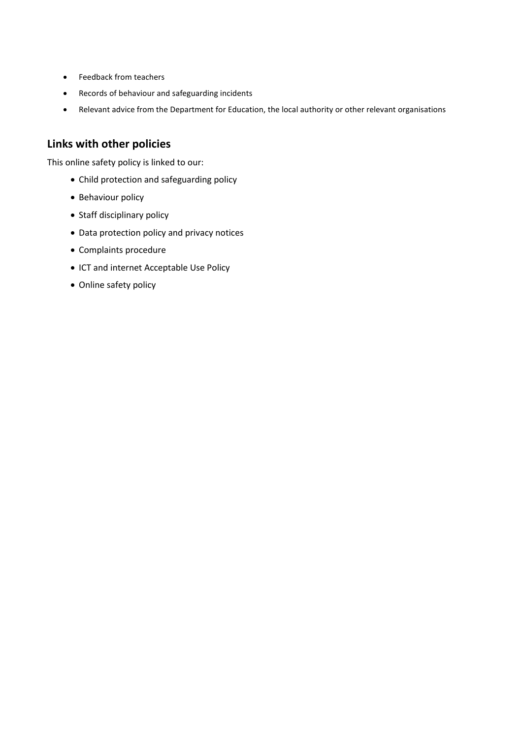- Feedback from teachers
- Records of behaviour and safeguarding incidents
- Relevant advice from the Department for Education, the local authority or other relevant organisations

## Links with other policies

This online safety policy is linked to our:

- Child protection and safeguarding policy
- Behaviour policy
- Staff disciplinary policy
- Data protection policy and privacy notices
- Complaints procedure
- ICT and internet Acceptable Use Policy
- Online safety policy